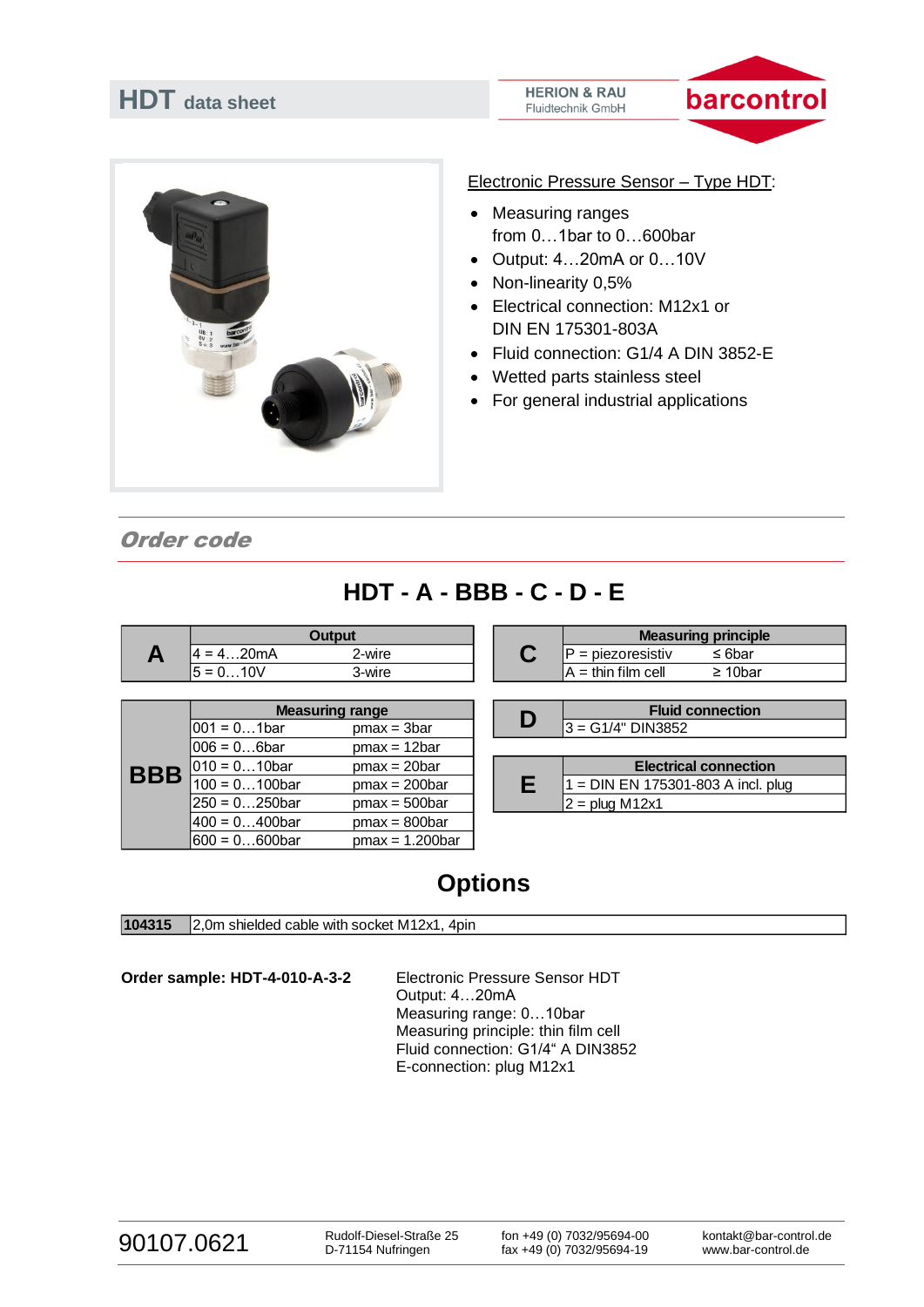# HDT data sheet

HERION & RAU
Fluidtechnik GmbH

barcontrol

Electronic Pressure Sensor – Type HDT:

- Measuring ranges from 0…1bar to 0…600bar
- Output: 4…20mA or 0…10V
- Non-linearity 0,5%
- Electrical connection: M12x1 or DIN EN 175301-803A
- Fluid connection: G1/4 A DIN 3852-E
- Wetted parts stainless steel
- For general industrial applications

## Order code

# HDT - A - BBB - C - D - E

| A | Output | |
|---|---|---|
| | 4 = 4…20mA | 2-wire |
| | 5 = 0…10V | 3-wire |

| C | Measuring principle | |
|---|---|---|
| | P = piezoresistiv | ≤ 6bar |
| | A = thin film cell | ≥ 10bar |

| BBB | Measuring range | |
|---|---|---|
| | 001 = 0…1bar | pmax = 3bar |
| | 006 = 0…6bar | pmax = 12bar |
| | 010 = 0…10bar | pmax = 20bar |
| | 100 = 0…100bar | pmax = 200bar |
| | 250 = 0…250bar | pmax = 500bar |
| | 400 = 0…400bar | pmax = 800bar |
| | 600 = 0…600bar | pmax = 1.200bar |

| D | Fluid connection |
|---|---|
| | 3 = G1/4" DIN3852 |

| E | Electrical connection |
|---|---|
| | 1 = DIN EN 175301-803 A incl. plug |
| | 2 = plug M12x1 |

## Options

| 104315 | 2,0m shielded cable with socket M12x1, 4pin |
|---|---|

**Order sample: HDT-4-010-A-3-2**

Electronic Pressure Sensor HDT
Output: 4…20mA
Measuring range: 0…10bar
Measuring principle: thin film cell
Fluid connection: G1/4“ A DIN3852
E-connection: plug M12x1

90107.0621

Rudolf-Diesel-Straße 25
D-71154 Nufringen

fon +49 (0) 7032/95694-00
fax +49 (0) 7032/95694-19

kontakt@bar-control.de
www.bar-control.de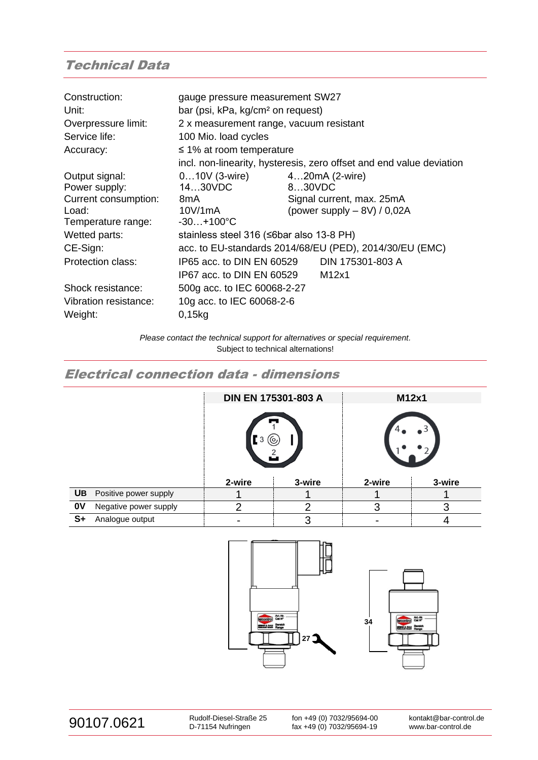## Technical Data

| | | |
|---|---|---|
| Construction: | gauge pressure measurement SW27 | |
| Unit: | bar (psi, kPa, kg/cm² on request) | |
| Overpressure limit: | 2 x measurement range, vacuum resistant | |
| Service life: | 100 Mio. load cycles | |
| Accuracy: | ≤ 1% at room temperature<br>incl. non-linearity, hysteresis, zero offset and end value deviation | |
| Output signal: | 0…10V (3-wire) | 4…20mA (2-wire) |
| Power supply: | 14…30VDC | 8…30VDC |
| Current consumption: | 8mA | Signal current, max. 25mA |
| Load: | 10V/1mA | (power supply – 8V) / 0,02A |
| Temperature range: | -30…+100°C | |
| Wetted parts: | stainless steel 316 (≤6bar also 13-8 PH) | |
| CE-Sign: | acc. to EU-standards 2014/68/EU (PED), 2014/30/EU (EMC) | |
| Protection class: | IP65 acc. to DIN EN 60529 | DIN 175301-803 A |
| | IP67 acc. to DIN EN 60529 | M12x1 |
| Shock resistance: | 500g acc. to IEC 60068-2-27 | |
| Vibration resistance: | 10g acc. to IEC 60068-2-6 | |
| Weight: | 0,15kg | |

*Please contact the technical support for alternatives or special requirement.*
Subject to technical alternations!

## Electrical connection data - dimensions

| | | DIN EN 175301-803 A | | M12x1 | |
|---|---|---|---|---|---|
| | | 2-wire | 3-wire | 2-wire | 3-wire |
| **UB** | Positive power supply | 1 | 1 | 1 | 1 |
| **0V** | Negative power supply | 2 | 2 | 3 | 3 |
| **S+** | Analogue output | - | 3 | - | 4 |

27

34

90107.0621

Rudolf-Diesel-Straße 25
D-71154 Nufringen

fon +49 (0) 7032/95694-00
fax +49 (0) 7032/95694-19

kontakt@bar-control.de
www.bar-control.de